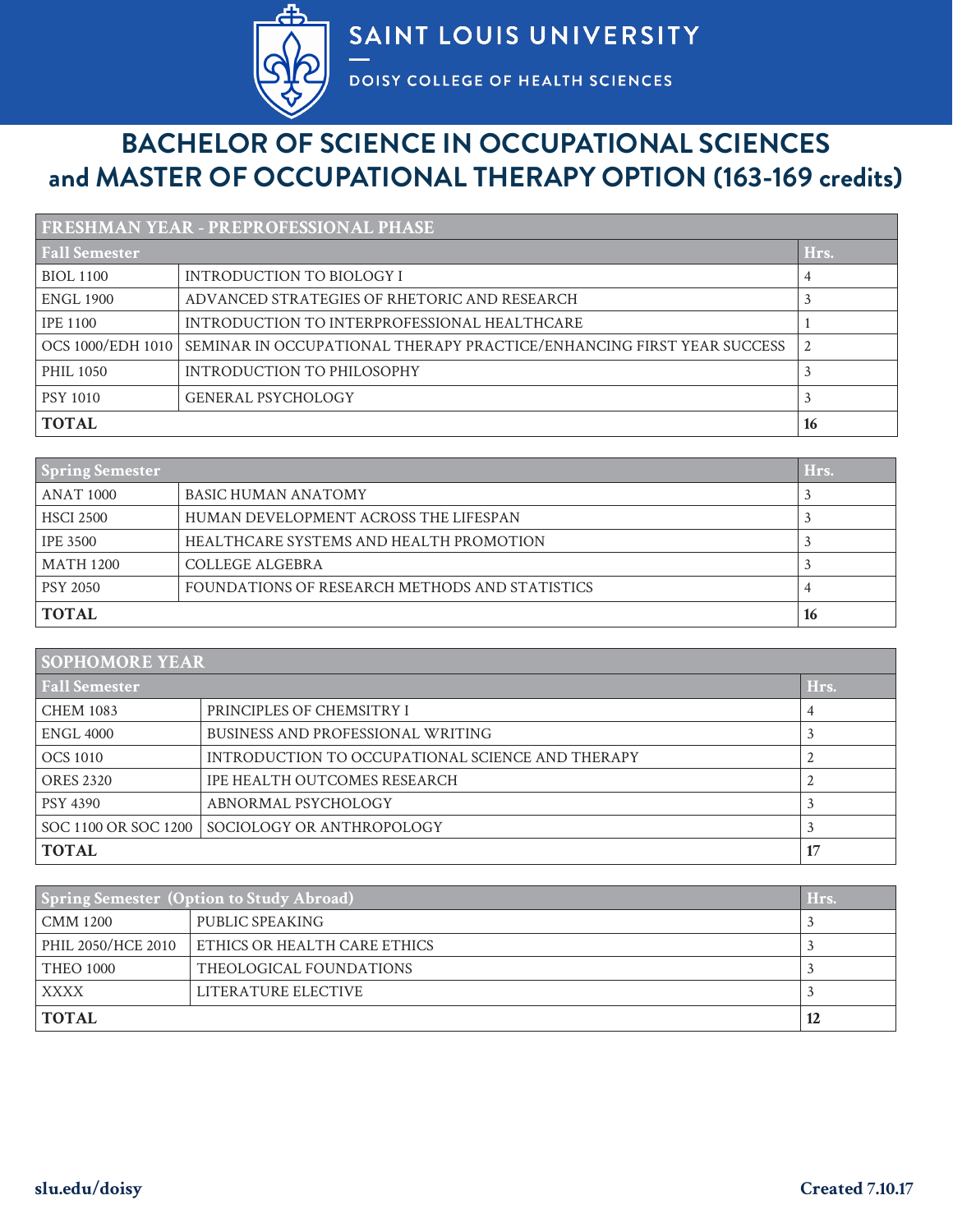# SAINT LOUIS UNIVERSITY

DOISY COLLEGE OF HEALTH SCIENCES

# BACHELOR OF SCIENCE IN OCCUPATIONAL SCIENCES and MASTER OF OCCUPATIONAL THERAPY OPTION (163-169 credits)

## FRESHMAN YEAR - PREPROFESSIONAL PHASE

| Fall Semester | | Hrs. |
|---|---|---|
| BIOL 1100 | INTRODUCTION TO BIOLOGY I | 4 |
| ENGL 1900 | ADVANCED STRATEGIES OF RHETORIC AND RESEARCH | 3 |
| IPE 1100 | INTRODUCTION TO INTERPROFESSIONAL HEALTHCARE | 1 |
| OCS 1000/EDH 1010 | SEMINAR IN OCCUPATIONAL THERAPY PRACTICE/ENHANCING FIRST YEAR SUCCESS | 2 |
| PHIL 1050 | INTRODUCTION TO PHILOSOPHY | 3 |
| PSY 1010 | GENERAL PSYCHOLOGY | 3 |
| **TOTAL** | | **16** |

| Spring Semester | | Hrs. |
|---|---|---|
| ANAT 1000 | BASIC HUMAN ANATOMY | 3 |
| HSCI 2500 | HUMAN DEVELOPMENT ACROSS THE LIFESPAN | 3 |
| IPE 3500 | HEALTHCARE SYSTEMS AND HEALTH PROMOTION | 3 |
| MATH 1200 | COLLEGE ALGEBRA | 3 |
| PSY 2050 | FOUNDATIONS OF RESEARCH METHODS AND STATISTICS | 4 |
| **TOTAL** | | **16** |

## SOPHOMORE YEAR

| Fall Semester | | Hrs. |
|---|---|---|
| CHEM 1083 | PRINCIPLES OF CHEMSITRY I | 4 |
| ENGL 4000 | BUSINESS AND PROFESSIONAL WRITING | 3 |
| OCS 1010 | INTRODUCTION TO OCCUPATIONAL SCIENCE AND THERAPY | 2 |
| ORES 2320 | IPE HEALTH OUTCOMES RESEARCH | 2 |
| PSY 4390 | ABNORMAL PSYCHOLOGY | 3 |
| SOC 1100 OR SOC 1200 | SOCIOLOGY OR ANTHROPOLOGY | 3 |
| **TOTAL** | | **17** |

| Spring Semester (Option to Study Abroad) | | Hrs. |
|---|---|---|
| CMM 1200 | PUBLIC SPEAKING | 3 |
| PHIL 2050/HCE 2010 | ETHICS OR HEALTH CARE ETHICS | 3 |
| THEO 1000 | THEOLOGICAL FOUNDATIONS | 3 |
| XXXX | LITERATURE ELECTIVE | 3 |
| **TOTAL** | | **12** |

slu.edu/doisy

Created 7.10.17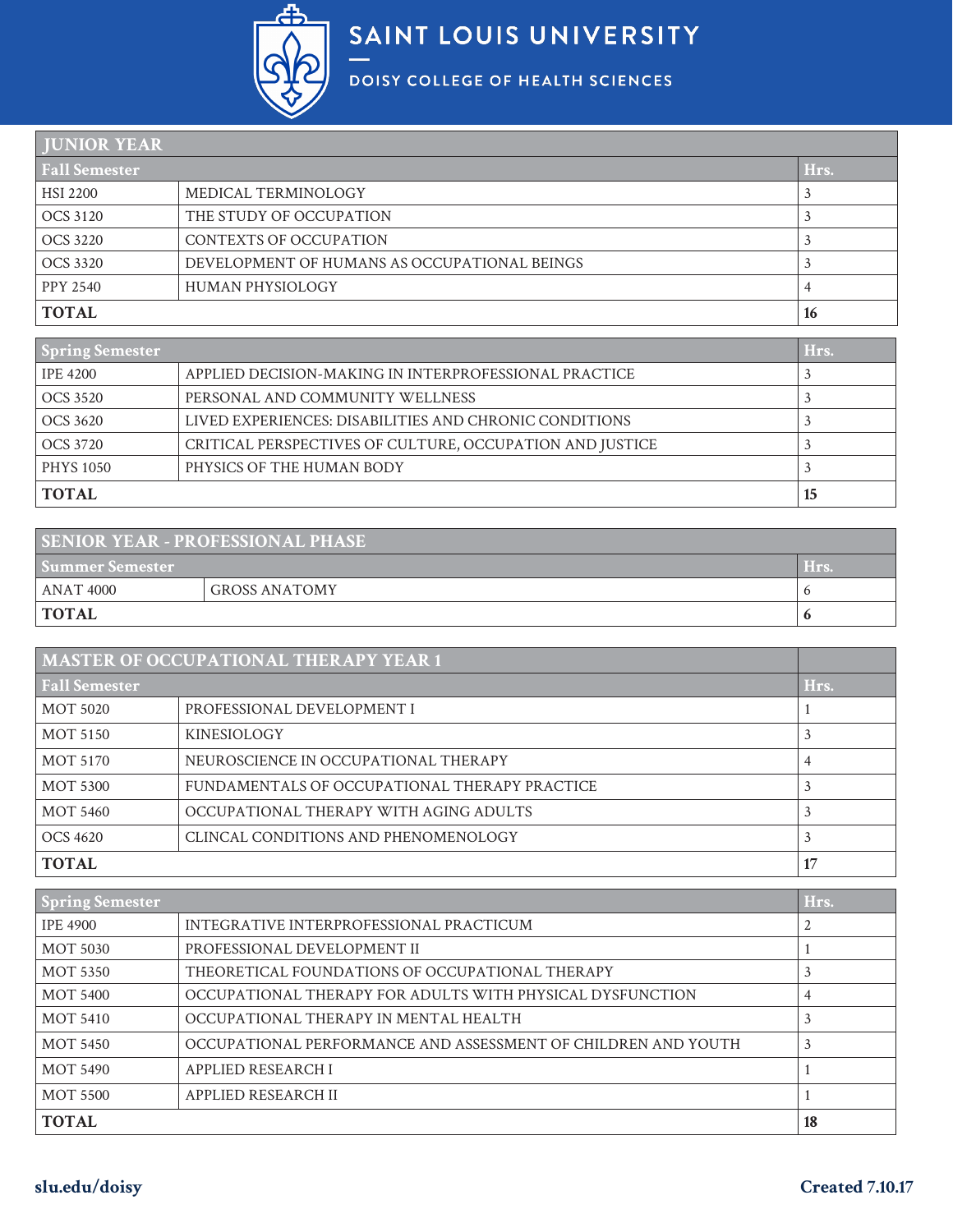## JUNIOR YEAR

| Fall Semester | | Hrs. |
|---|---|---|
| HSI 2200 | MEDICAL TERMINOLOGY | 3 |
| OCS 3120 | THE STUDY OF OCCUPATION | 3 |
| OCS 3220 | CONTEXTS OF OCCUPATION | 3 |
| OCS 3320 | DEVELOPMENT OF HUMANS AS OCCUPATIONAL BEINGS | 3 |
| PPY 2540 | HUMAN PHYSIOLOGY | 4 |
| **TOTAL** | | **16** |

| Spring Semester | | Hrs. |
|---|---|---|
| IPE 4200 | APPLIED DECISION-MAKING IN INTERPROFESSIONAL PRACTICE | 3 |
| OCS 3520 | PERSONAL AND COMMUNITY WELLNESS | 3 |
| OCS 3620 | LIVED EXPERIENCES: DISABILITIES AND CHRONIC CONDITIONS | 3 |
| OCS 3720 | CRITICAL PERSPECTIVES OF CULTURE, OCCUPATION AND JUSTICE | 3 |
| PHYS 1050 | PHYSICS OF THE HUMAN BODY | 3 |
| **TOTAL** | | **15** |

## SENIOR YEAR - PROFESSIONAL PHASE

| Summer Semester | | Hrs. |
|---|---|---|
| ANAT 4000 | GROSS ANATOMY | 6 |
| **TOTAL** | | **6** |

## MASTER OF OCCUPATIONAL THERAPY YEAR 1

| Fall Semester | | Hrs. |
|---|---|---|
| MOT 5020 | PROFESSIONAL DEVELOPMENT I | 1 |
| MOT 5150 | KINESIOLOGY | 3 |
| MOT 5170 | NEUROSCIENCE IN OCCUPATIONAL THERAPY | 4 |
| MOT 5300 | FUNDAMENTALS OF OCCUPATIONAL THERAPY PRACTICE | 3 |
| MOT 5460 | OCCUPATIONAL THERAPY WITH AGING ADULTS | 3 |
| OCS 4620 | CLINCAL CONDITIONS AND PHENOMENOLOGY | 3 |
| **TOTAL** | | **17** |

| Spring Semester | | Hrs. |
|---|---|---|
| IPE 4900 | INTEGRATIVE INTERPROFESSIONAL PRACTICUM | 2 |
| MOT 5030 | PROFESSIONAL DEVELOPMENT II | 1 |
| MOT 5350 | THEORETICAL FOUNDATIONS OF OCCUPATIONAL THERAPY | 3 |
| MOT 5400 | OCCUPATIONAL THERAPY FOR ADULTS WITH PHYSICAL DYSFUNCTION | 4 |
| MOT 5410 | OCCUPATIONAL THERAPY IN MENTAL HEALTH | 3 |
| MOT 5450 | OCCUPATIONAL PERFORMANCE AND ASSESSMENT OF CHILDREN AND YOUTH | 3 |
| MOT 5490 | APPLIED RESEARCH I | 1 |
| MOT 5500 | APPLIED RESEARCH II | 1 |
| **TOTAL** | | **18** |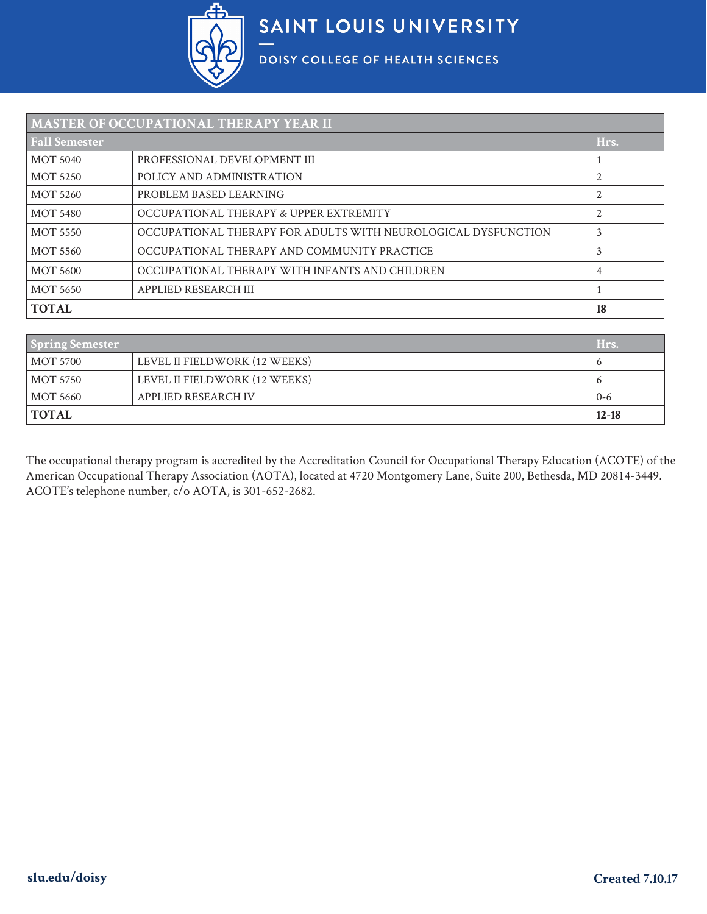## MASTER OF OCCUPATIONAL THERAPY YEAR II

| Fall Semester | | Hrs. |
|---|---|---|
| MOT 5040 | PROFESSIONAL DEVELOPMENT III | 1 |
| MOT 5250 | POLICY AND ADMINISTRATION | 2 |
| MOT 5260 | PROBLEM BASED LEARNING | 2 |
| MOT 5480 | OCCUPATIONAL THERAPY & UPPER EXTREMITY | 2 |
| MOT 5550 | OCCUPATIONAL THERAPY FOR ADULTS WITH NEUROLOGICAL DYSFUNCTION | 3 |
| MOT 5560 | OCCUPATIONAL THERAPY AND COMMUNITY PRACTICE | 3 |
| MOT 5600 | OCCUPATIONAL THERAPY WITH INFANTS AND CHILDREN | 4 |
| MOT 5650 | APPLIED RESEARCH III | 1 |
| **TOTAL** | | **18** |

| Spring Semester | | Hrs. |
|---|---|---|
| MOT 5700 | LEVEL II FIELDWORK (12 WEEKS) | 6 |
| MOT 5750 | LEVEL II FIELDWORK (12 WEEKS) | 6 |
| MOT 5660 | APPLIED RESEARCH IV | 0-6 |
| **TOTAL** | | **12-18** |

The occupational therapy program is accredited by the Accreditation Council for Occupational Therapy Education (ACOTE) of the American Occupational Therapy Association (AOTA), located at 4720 Montgomery Lane, Suite 200, Bethesda, MD 20814-3449. ACOTE's telephone number, c/o AOTA, is 301-652-2682.